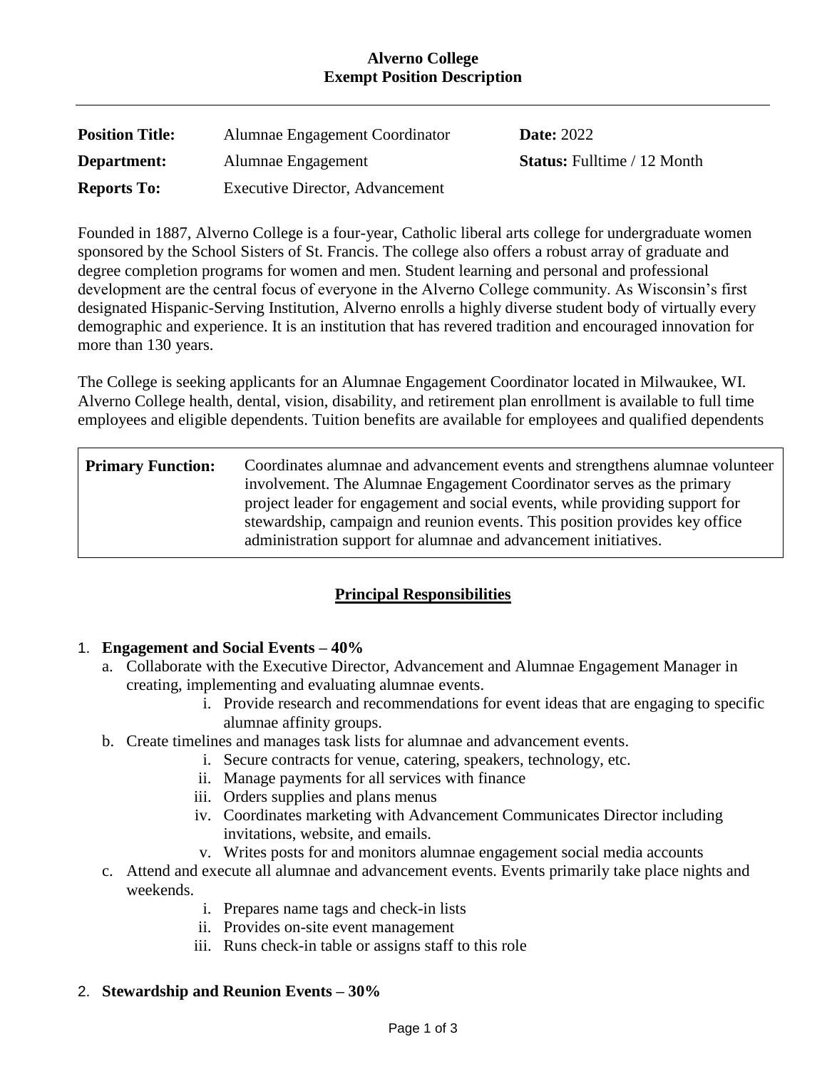**Alverno College**
**Exempt Position Description**

---

| | | |
|---|---|---|
| **Position Title:** | Alumnae Engagement Coordinator | **Date:** 2022 |
| **Department:** | Alumnae Engagement | **Status:** Fulltime / 12 Month |
| **Reports To:** | Executive Director, Advancement | |

Founded in 1887, Alverno College is a four-year, Catholic liberal arts college for undergraduate women sponsored by the School Sisters of St. Francis. The college also offers a robust array of graduate and degree completion programs for women and men. Student learning and personal and professional development are the central focus of everyone in the Alverno College community. As Wisconsin's first designated Hispanic-Serving Institution, Alverno enrolls a highly diverse student body of virtually every demographic and experience. It is an institution that has revered tradition and encouraged innovation for more than 130 years.

The College is seeking applicants for an Alumnae Engagement Coordinator located in Milwaukee, WI. Alverno College health, dental, vision, disability, and retirement plan enrollment is available to full time employees and eligible dependents. Tuition benefits are available for employees and qualified dependents

| | |
|---|---|
| **Primary Function:** | Coordinates alumnae and advancement events and strengthens alumnae volunteer involvement. The Alumnae Engagement Coordinator serves as the primary project leader for engagement and social events, while providing support for stewardship, campaign and reunion events. This position provides key office administration support for alumnae and advancement initiatives. |

## Principal Responsibilities

1. **Engagement and Social Events – 40%**
   a. Collaborate with the Executive Director, Advancement and Alumnae Engagement Manager in creating, implementing and evaluating alumnae events.
      i. Provide research and recommendations for event ideas that are engaging to specific alumnae affinity groups.
   b. Create timelines and manages task lists for alumnae and advancement events.
      i. Secure contracts for venue, catering, speakers, technology, etc.
      ii. Manage payments for all services with finance
      iii. Orders supplies and plans menus
      iv. Coordinates marketing with Advancement Communicates Director including invitations, website, and emails.
      v. Writes posts for and monitors alumnae engagement social media accounts
   c. Attend and execute all alumnae and advancement events. Events primarily take place nights and weekends.
      i. Prepares name tags and check-in lists
      ii. Provides on-site event management
      iii. Runs check-in table or assigns staff to this role

2. **Stewardship and Reunion Events – 30%**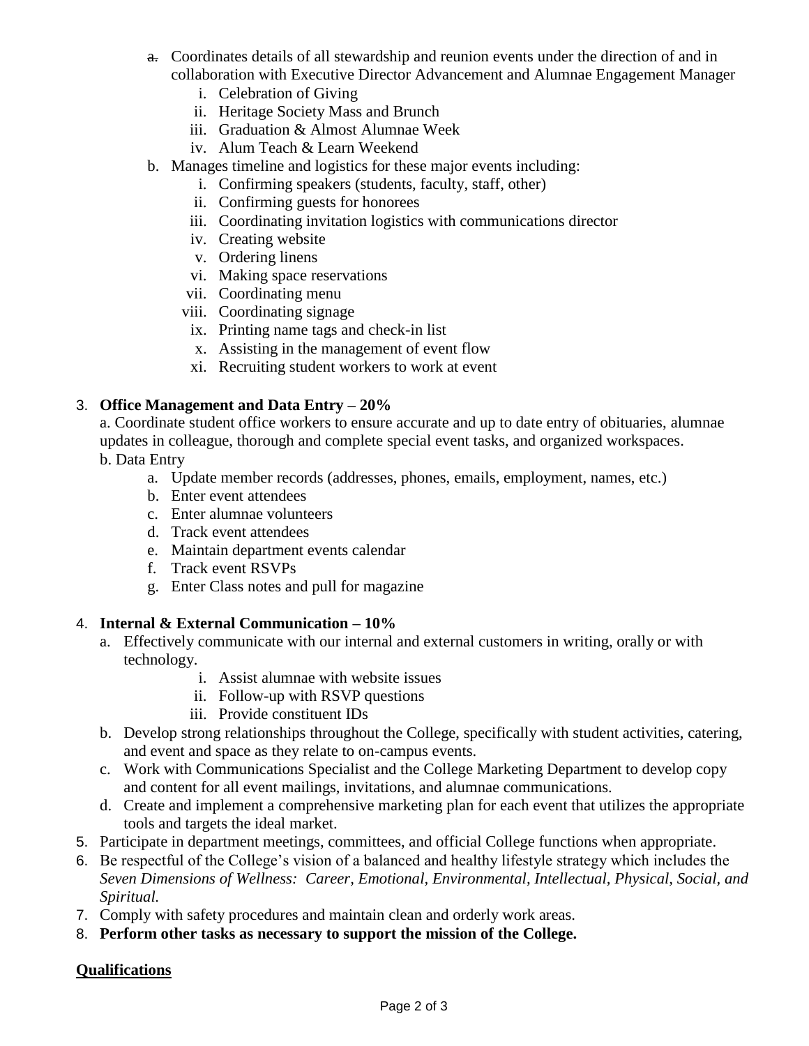a. Coordinates details of all stewardship and reunion events under the direction of and in collaboration with Executive Director Advancement and Alumnae Engagement Manager
      i. Celebration of Giving
      ii. Heritage Society Mass and Brunch
      iii. Graduation & Almost Alumnae Week
      iv. Alum Teach & Learn Weekend
   b. Manages timeline and logistics for these major events including:
      i. Confirming speakers (students, faculty, staff, other)
      ii. Confirming guests for honorees
      iii. Coordinating invitation logistics with communications director
      iv. Creating website
      v. Ordering linens
      vi. Making space reservations
      vii. Coordinating menu
      viii. Coordinating signage
      ix. Printing name tags and check-in list
      x. Assisting in the management of event flow
      xi. Recruiting student workers to work at event

3. **Office Management and Data Entry – 20%**

   a. Coordinate student office workers to ensure accurate and up to date entry of obituaries, alumnae updates in colleague, thorough and complete special event tasks, and organized workspaces.

   b. Data Entry
      a. Update member records (addresses, phones, emails, employment, names, etc.)
      b. Enter event attendees
      c. Enter alumnae volunteers
      d. Track event attendees
      e. Maintain department events calendar
      f. Track event RSVPs
      g. Enter Class notes and pull for magazine

4. **Internal & External Communication – 10%**
   a. Effectively communicate with our internal and external customers in writing, orally or with technology.
      i. Assist alumnae with website issues
      ii. Follow-up with RSVP questions
      iii. Provide constituent IDs
   b. Develop strong relationships throughout the College, specifically with student activities, catering, and event and space as they relate to on-campus events.
   c. Work with Communications Specialist and the College Marketing Department to develop copy and content for all event mailings, invitations, and alumnae communications.
   d. Create and implement a comprehensive marketing plan for each event that utilizes the appropriate tools and targets the ideal market.
5. Participate in department meetings, committees, and official College functions when appropriate.
6. Be respectful of the College's vision of a balanced and healthy lifestyle strategy which includes the *Seven Dimensions of Wellness: Career, Emotional, Environmental, Intellectual, Physical, Social, and Spiritual.*
7. Comply with safety procedures and maintain clean and orderly work areas.
8. **Perform other tasks as necessary to support the mission of the College.**

**Qualifications**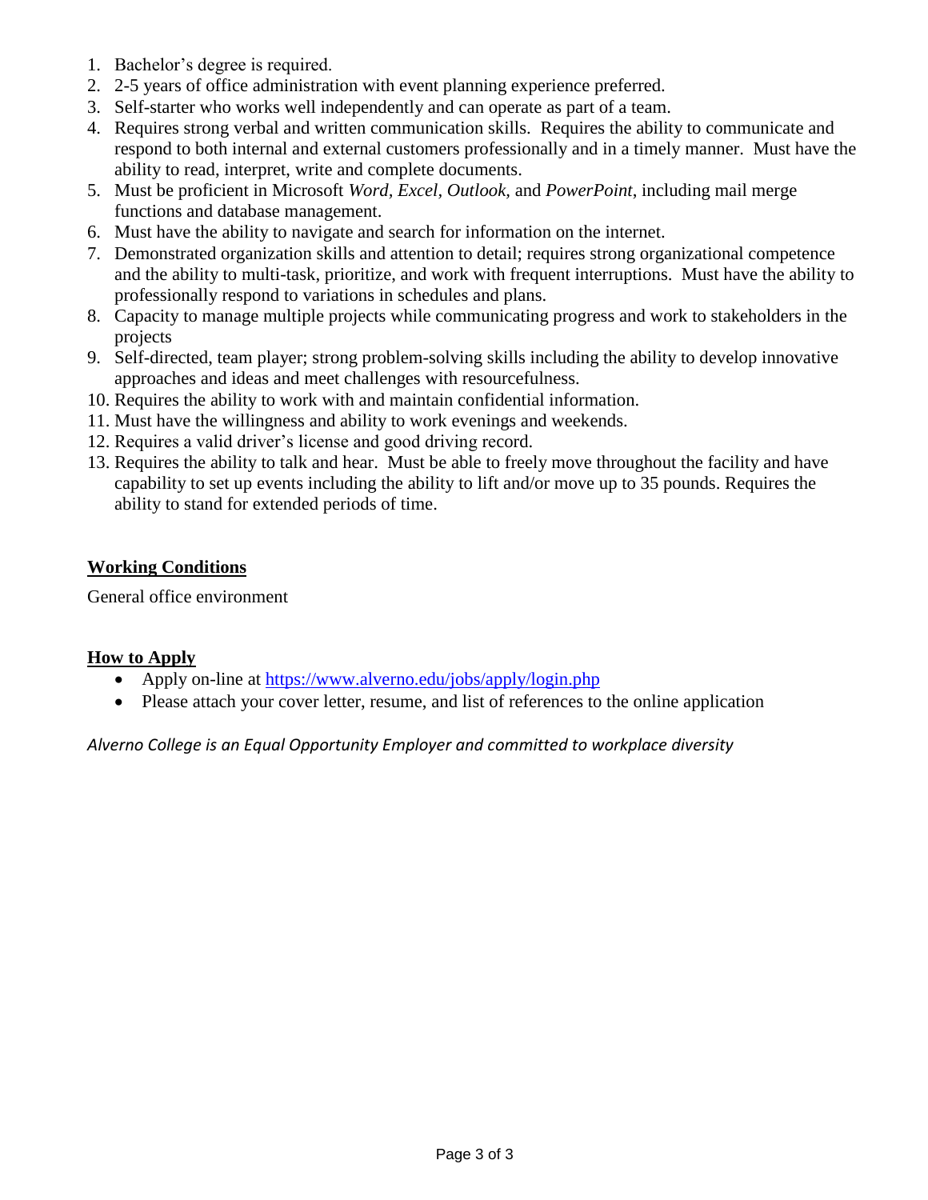1. Bachelor's degree is required.
2. 2-5 years of office administration with event planning experience preferred.
3. Self-starter who works well independently and can operate as part of a team.
4. Requires strong verbal and written communication skills. Requires the ability to communicate and respond to both internal and external customers professionally and in a timely manner. Must have the ability to read, interpret, write and complete documents.
5. Must be proficient in Microsoft *Word, Excel, Outlook*, and *PowerPoint*, including mail merge functions and database management.
6. Must have the ability to navigate and search for information on the internet.
7. Demonstrated organization skills and attention to detail; requires strong organizational competence and the ability to multi-task, prioritize, and work with frequent interruptions. Must have the ability to professionally respond to variations in schedules and plans.
8. Capacity to manage multiple projects while communicating progress and work to stakeholders in the projects
9. Self-directed, team player; strong problem-solving skills including the ability to develop innovative approaches and ideas and meet challenges with resourcefulness.
10. Requires the ability to work with and maintain confidential information.
11. Must have the willingness and ability to work evenings and weekends.
12. Requires a valid driver's license and good driving record.
13. Requires the ability to talk and hear. Must be able to freely move throughout the facility and have capability to set up events including the ability to lift and/or move up to 35 pounds. Requires the ability to stand for extended periods of time.

## Working Conditions

General office environment

## How to Apply

- Apply on-line at https://www.alverno.edu/jobs/apply/login.php
- Please attach your cover letter, resume, and list of references to the online application

*Alverno College is an Equal Opportunity Employer and committed to workplace diversity*